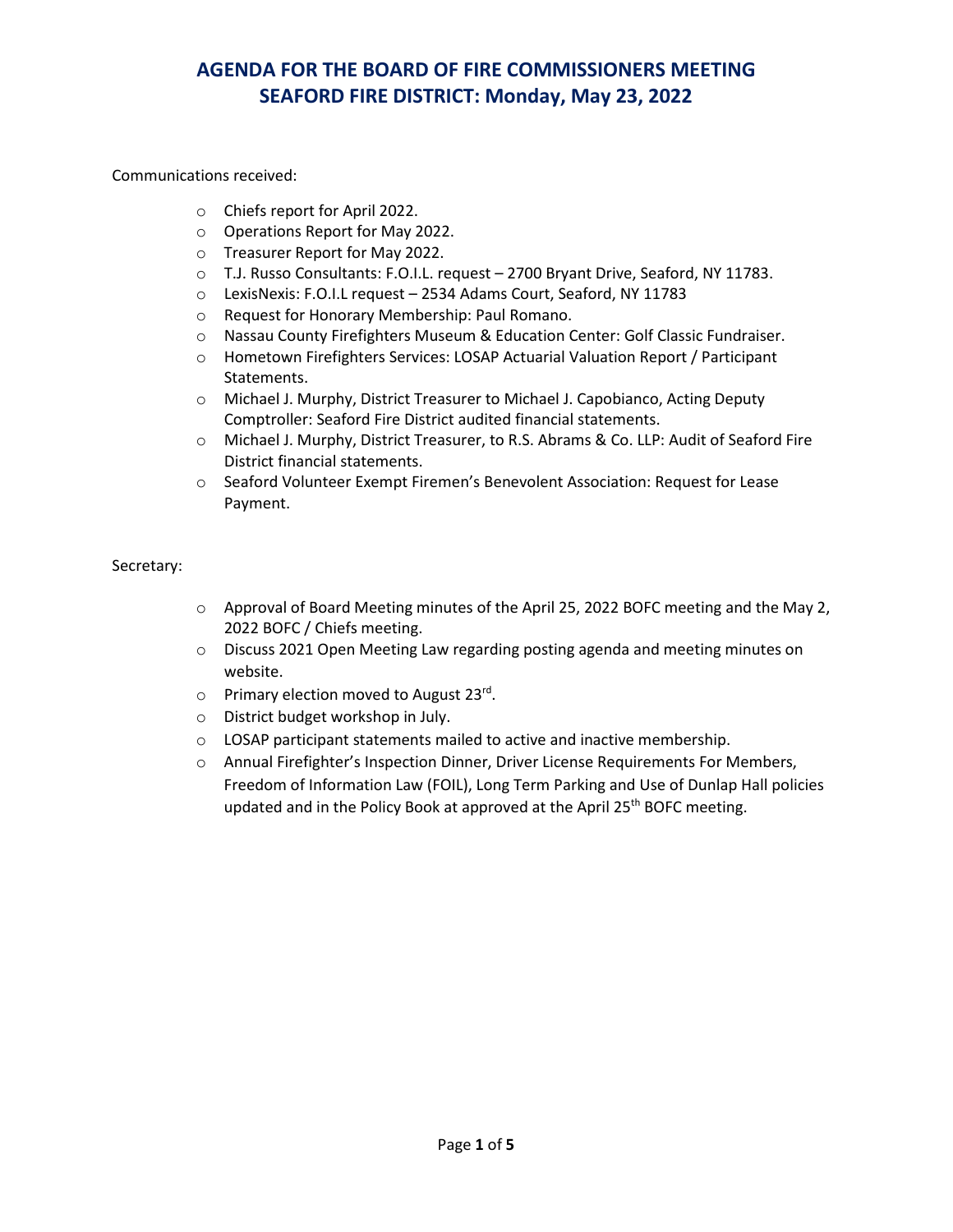# AGENDA FOR THE BOARD OF FIRE COMMISSIONERS MEETING
# SEAFORD FIRE DISTRICT: Monday, May 23, 2022

Communications received:

- Chiefs report for April 2022.
- Operations Report for May 2022.
- Treasurer Report for May 2022.
- T.J. Russo Consultants: F.O.I.L. request – 2700 Bryant Drive, Seaford, NY 11783.
- LexisNexis: F.O.I.L request – 2534 Adams Court, Seaford, NY 11783
- Request for Honorary Membership: Paul Romano.
- Nassau County Firefighters Museum & Education Center: Golf Classic Fundraiser.
- Hometown Firefighters Services: LOSAP Actuarial Valuation Report / Participant Statements.
- Michael J. Murphy, District Treasurer to Michael J. Capobianco, Acting Deputy Comptroller: Seaford Fire District audited financial statements.
- Michael J. Murphy, District Treasurer, to R.S. Abrams & Co. LLP: Audit of Seaford Fire District financial statements.
- Seaford Volunteer Exempt Firemen's Benevolent Association: Request for Lease Payment.

Secretary:

- Approval of Board Meeting minutes of the April 25, 2022 BOFC meeting and the May 2, 2022 BOFC / Chiefs meeting.
- Discuss 2021 Open Meeting Law regarding posting agenda and meeting minutes on website.
- Primary election moved to August 23rd.
- District budget workshop in July.
- LOSAP participant statements mailed to active and inactive membership.
- Annual Firefighter's Inspection Dinner, Driver License Requirements For Members, Freedom of Information Law (FOIL), Long Term Parking and Use of Dunlap Hall policies updated and in the Policy Book at approved at the April 25th BOFC meeting.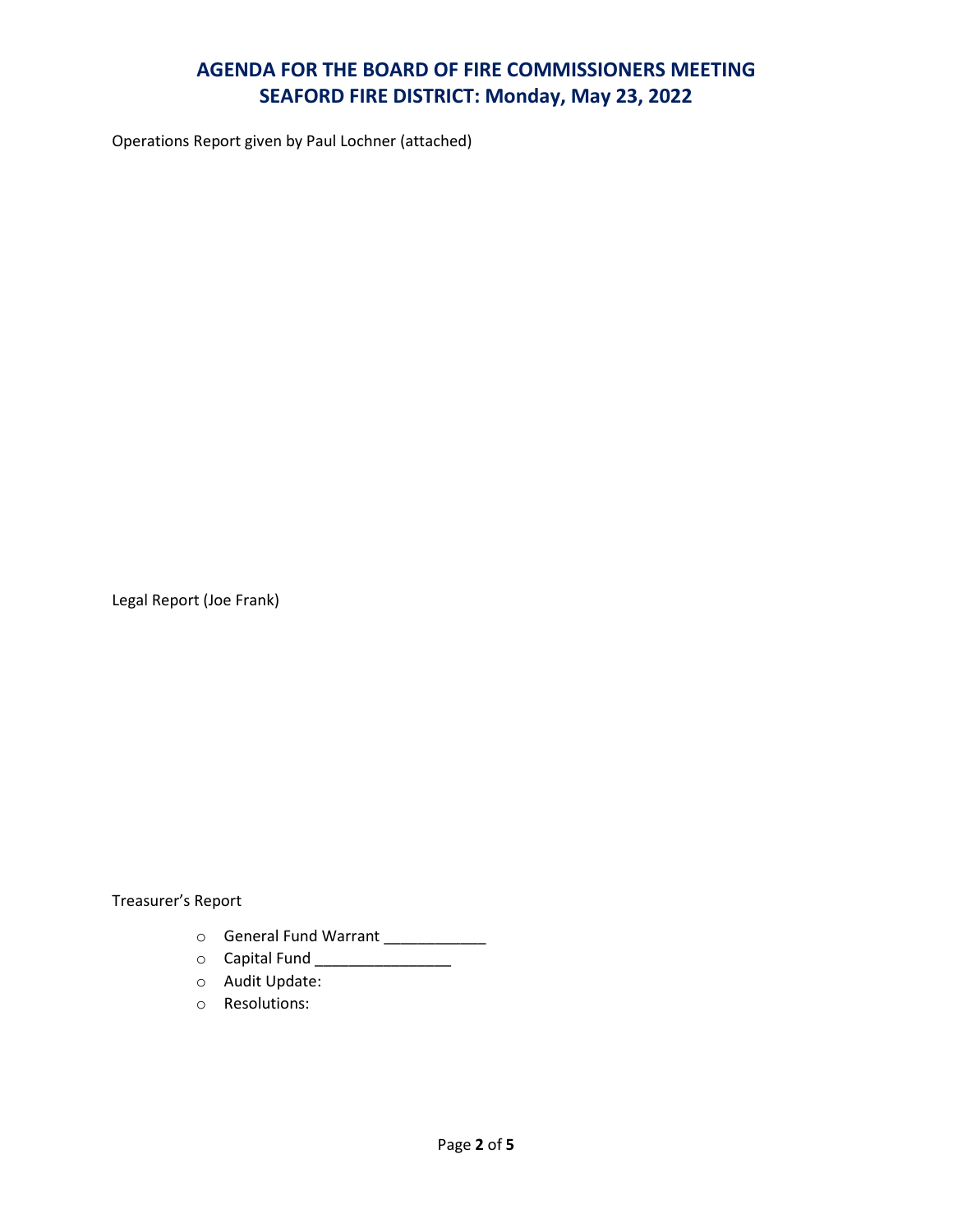# AGENDA FOR THE BOARD OF FIRE COMMISSIONERS MEETING
# SEAFORD FIRE DISTRICT: Monday, May 23, 2022

Operations Report given by Paul Lochner (attached)

Legal Report (Joe Frank)

Treasurer's Report

- General Fund Warrant ____________
- Capital Fund ________________
- Audit Update:
- Resolutions: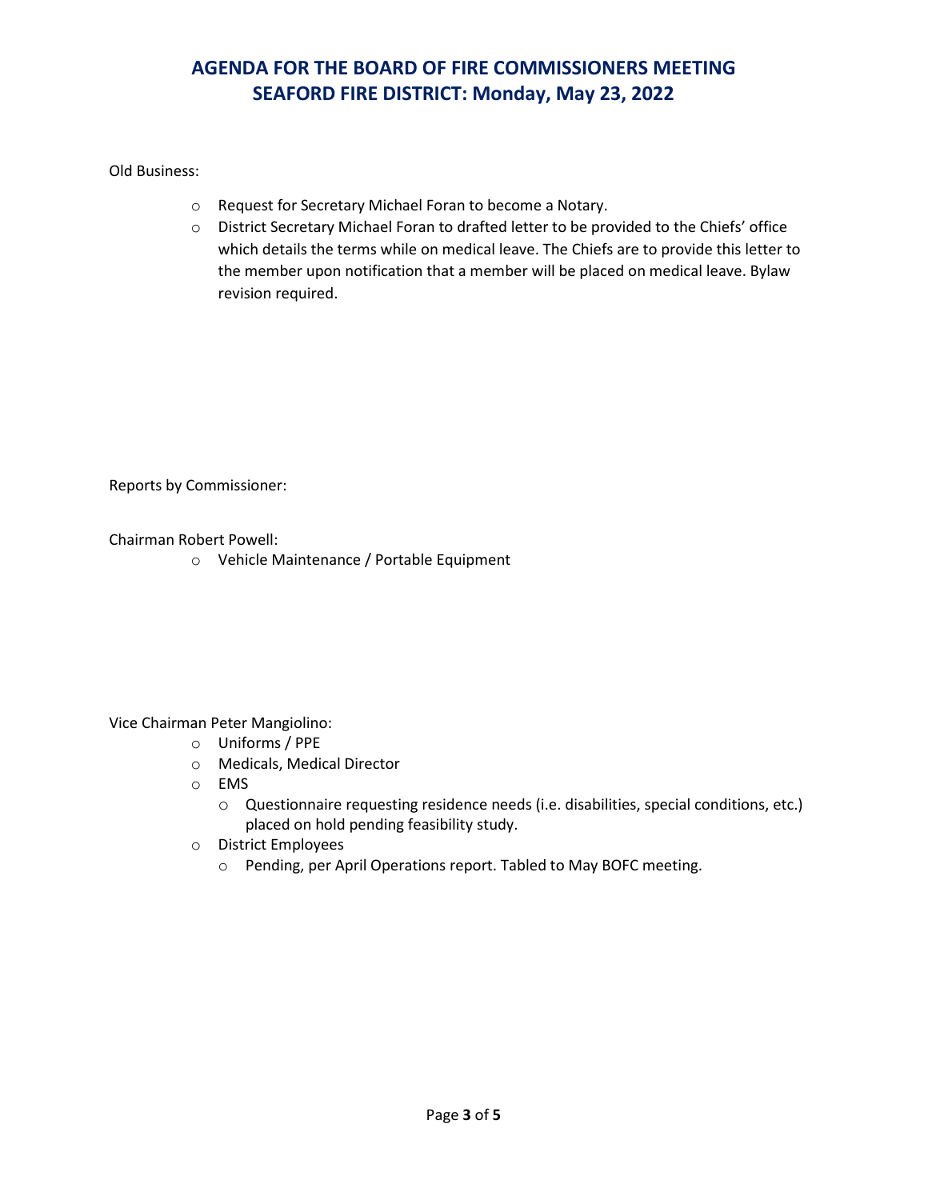# AGENDA FOR THE BOARD OF FIRE COMMISSIONERS MEETING
# SEAFORD FIRE DISTRICT: Monday, May 23, 2022

Old Business:

- Request for Secretary Michael Foran to become a Notary.
- District Secretary Michael Foran to drafted letter to be provided to the Chiefs' office which details the terms while on medical leave. The Chiefs are to provide this letter to the member upon notification that a member will be placed on medical leave. Bylaw revision required.

Reports by Commissioner:

Chairman Robert Powell:

- Vehicle Maintenance / Portable Equipment

Vice Chairman Peter Mangiolino:

- Uniforms / PPE
- Medicals, Medical Director
- EMS
  - Questionnaire requesting residence needs (i.e. disabilities, special conditions, etc.) placed on hold pending feasibility study.
- District Employees
  - Pending, per April Operations report. Tabled to May BOFC meeting.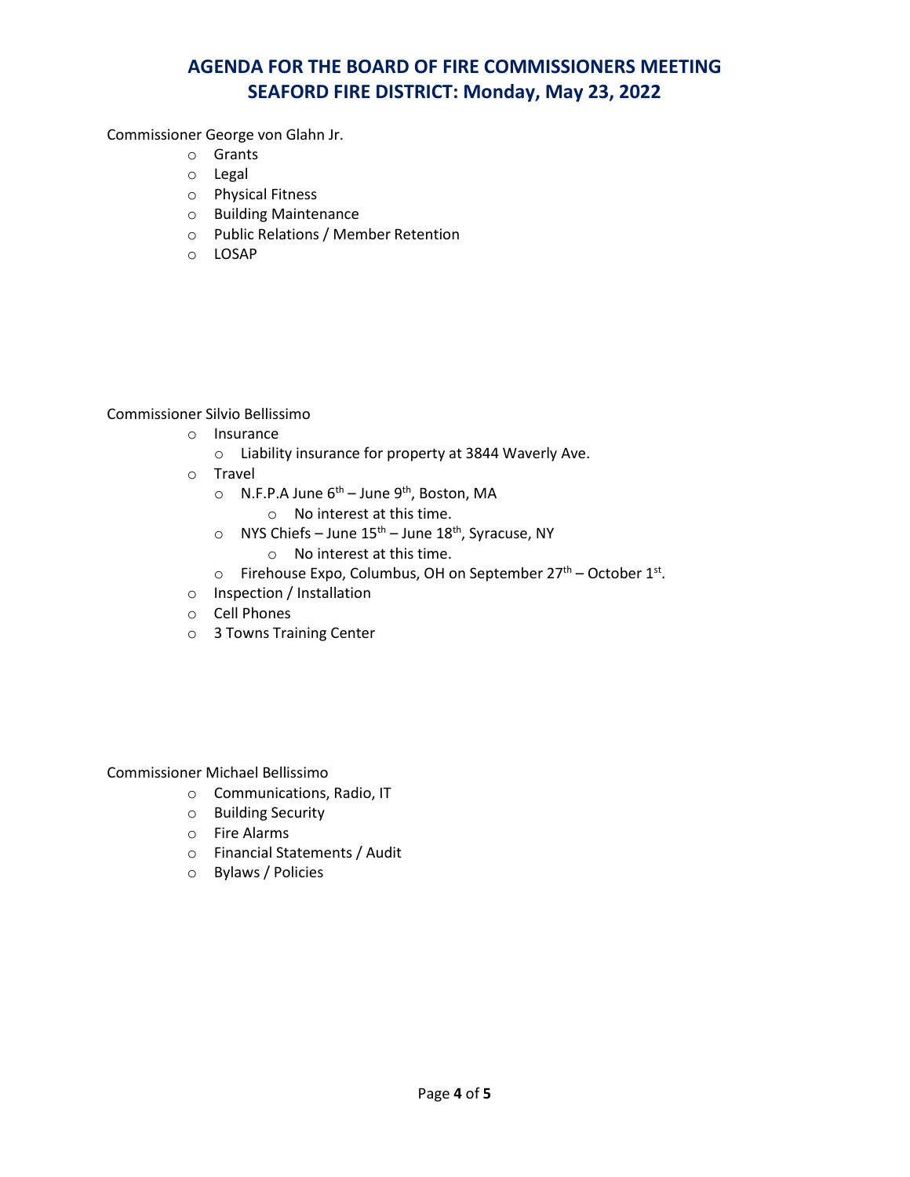# AGENDA FOR THE BOARD OF FIRE COMMISSIONERS MEETING SEAFORD FIRE DISTRICT: Monday, May 23, 2022

Commissioner George von Glahn Jr.

- Grants
- Legal
- Physical Fitness
- Building Maintenance
- Public Relations / Member Retention
- LOSAP

Commissioner Silvio Bellissimo

- Insurance
  - Liability insurance for property at 3844 Waverly Ave.
- Travel
  - N.F.P.A June 6th – June 9th, Boston, MA
    - No interest at this time.
  - NYS Chiefs – June 15th – June 18th, Syracuse, NY
    - No interest at this time.
  - Firehouse Expo, Columbus, OH on September 27th – October 1st.
- Inspection / Installation
- Cell Phones
- 3 Towns Training Center

Commissioner Michael Bellissimo

- Communications, Radio, IT
- Building Security
- Fire Alarms
- Financial Statements / Audit
- Bylaws / Policies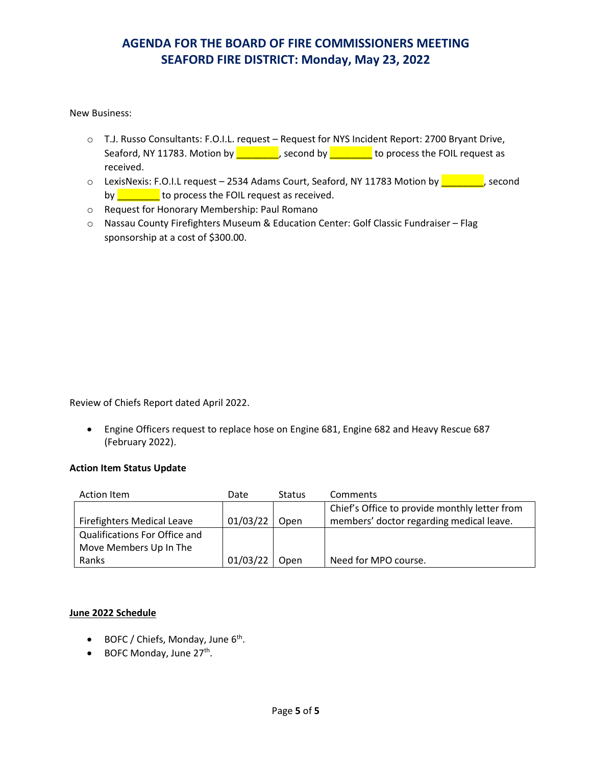# AGENDA FOR THE BOARD OF FIRE COMMISSIONERS MEETING
# SEAFORD FIRE DISTRICT: Monday, May 23, 2022

New Business:

- T.J. Russo Consultants: F.O.I.L. request – Request for NYS Incident Report: 2700 Bryant Drive, Seaford, NY 11783. Motion by ________, second by ________ to process the FOIL request as received.
- LexisNexis: F.O.I.L request – 2534 Adams Court, Seaford, NY 11783 Motion by ________, second by ________ to process the FOIL request as received.
- Request for Honorary Membership: Paul Romano
- Nassau County Firefighters Museum & Education Center: Golf Classic Fundraiser – Flag sponsorship at a cost of $300.00.

Review of Chiefs Report dated April 2022.

- Engine Officers request to replace hose on Engine 681, Engine 682 and Heavy Rescue 687 (February 2022).

**Action Item Status Update**

| Action Item | Date | Status | Comments |
|---|---|---|---|
| Firefighters Medical Leave | 01/03/22 | Open | Chief's Office to provide monthly letter from members' doctor regarding medical leave. |
| Qualifications For Office and Move Members Up In The Ranks | 01/03/22 | Open | Need for MPO course. |

**June 2022 Schedule**

- BOFC / Chiefs, Monday, June 6th.
- BOFC Monday, June 27th.